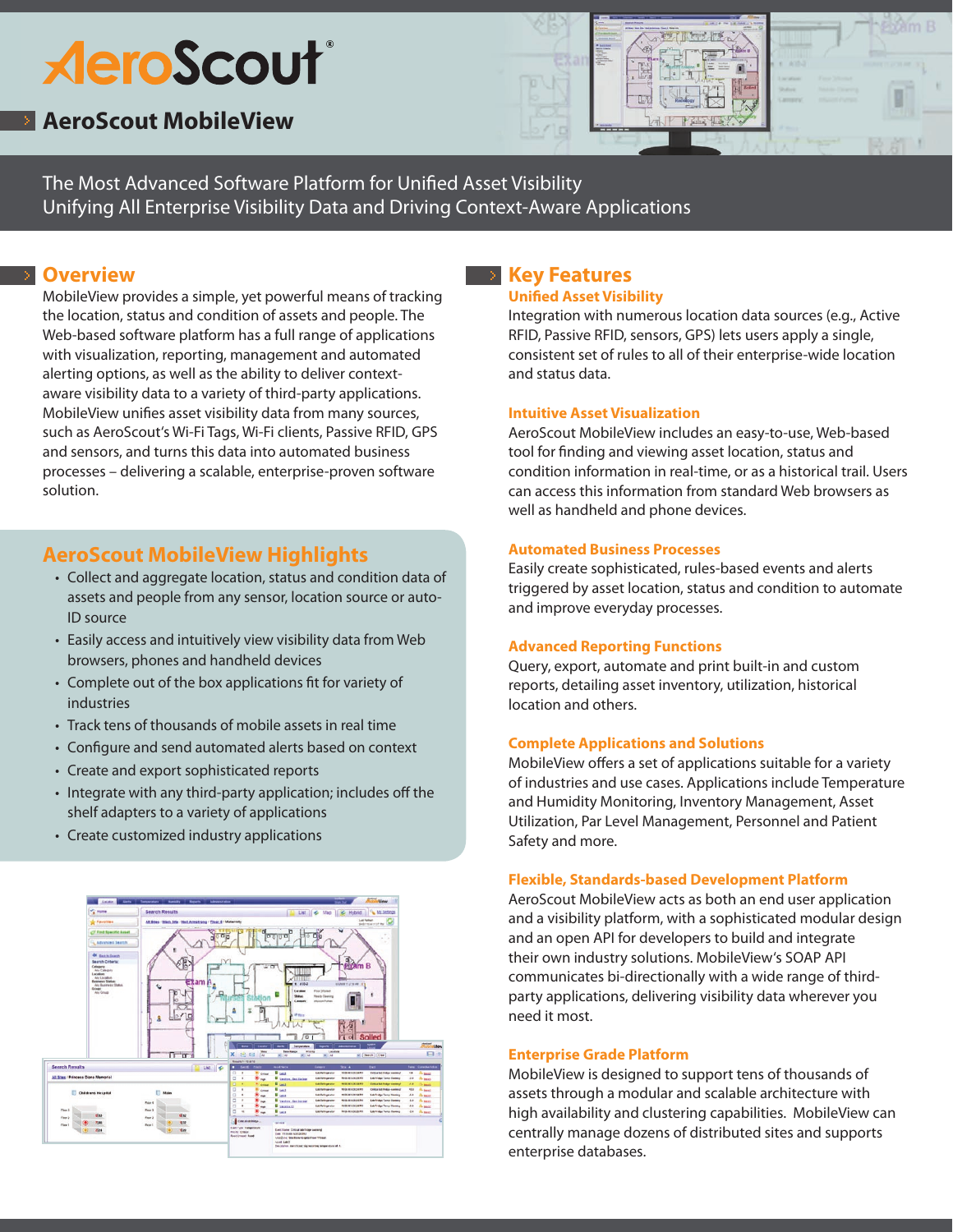# AeroScout®

## AeroScout MobileView

The Most Advanced Software Platform for Unified Asset Visibility
Unifying All Enterprise Visibility Data and Driving Context-Aware Applications

## Overview

MobileView provides a simple, yet powerful means of tracking the location, status and condition of assets and people. The Web-based software platform has a full range of applications with visualization, reporting, management and automated alerting options, as well as the ability to deliver context-aware visibility data to a variety of third-party applications. MobileView unifies asset visibility data from many sources, such as AeroScout's Wi-Fi Tags, Wi-Fi clients, Passive RFID, GPS and sensors, and turns this data into automated business processes – delivering a scalable, enterprise-proven software solution.

## AeroScout MobileView Highlights

- Collect and aggregate location, status and condition data of assets and people from any sensor, location source or auto-ID source
- Easily access and intuitively view visibility data from Web browsers, phones and handheld devices
- Complete out of the box applications fit for variety of industries
- Track tens of thousands of mobile assets in real time
- Configure and send automated alerts based on context
- Create and export sophisticated reports
- Integrate with any third-party application; includes off the shelf adapters to a variety of applications
- Create customized industry applications

## Key Features

### Unified Asset Visibility

Integration with numerous location data sources (e.g., Active RFID, Passive RFID, sensors, GPS) lets users apply a single, consistent set of rules to all of their enterprise-wide location and status data.

### Intuitive Asset Visualization

AeroScout MobileView includes an easy-to-use, Web-based tool for finding and viewing asset location, status and condition information in real-time, or as a historical trail. Users can access this information from standard Web browsers as well as handheld and phone devices.

### Automated Business Processes

Easily create sophisticated, rules-based events and alerts triggered by asset location, status and condition to automate and improve everyday processes.

### Advanced Reporting Functions

Query, export, automate and print built-in and custom reports, detailing asset inventory, utilization, historical location and others.

### Complete Applications and Solutions

MobileView offers a set of applications suitable for a variety of industries and use cases. Applications include Temperature and Humidity Monitoring, Inventory Management, Asset Utilization, Par Level Management, Personnel and Patient Safety and more.

### Flexible, Standards-based Development Platform

AeroScout MobileView acts as both an end user application and a visibility platform, with a sophisticated modular design and an open API for developers to build and integrate their own industry solutions. MobileView's SOAP API communicates bi-directionally with a wide range of third-party applications, delivering visibility data wherever you need it most.

### Enterprise Grade Platform

MobileView is designed to support tens of thousands of assets through a modular and scalable architecture with high availability and clustering capabilities. MobileView can centrally manage dozens of distributed sites and supports enterprise databases.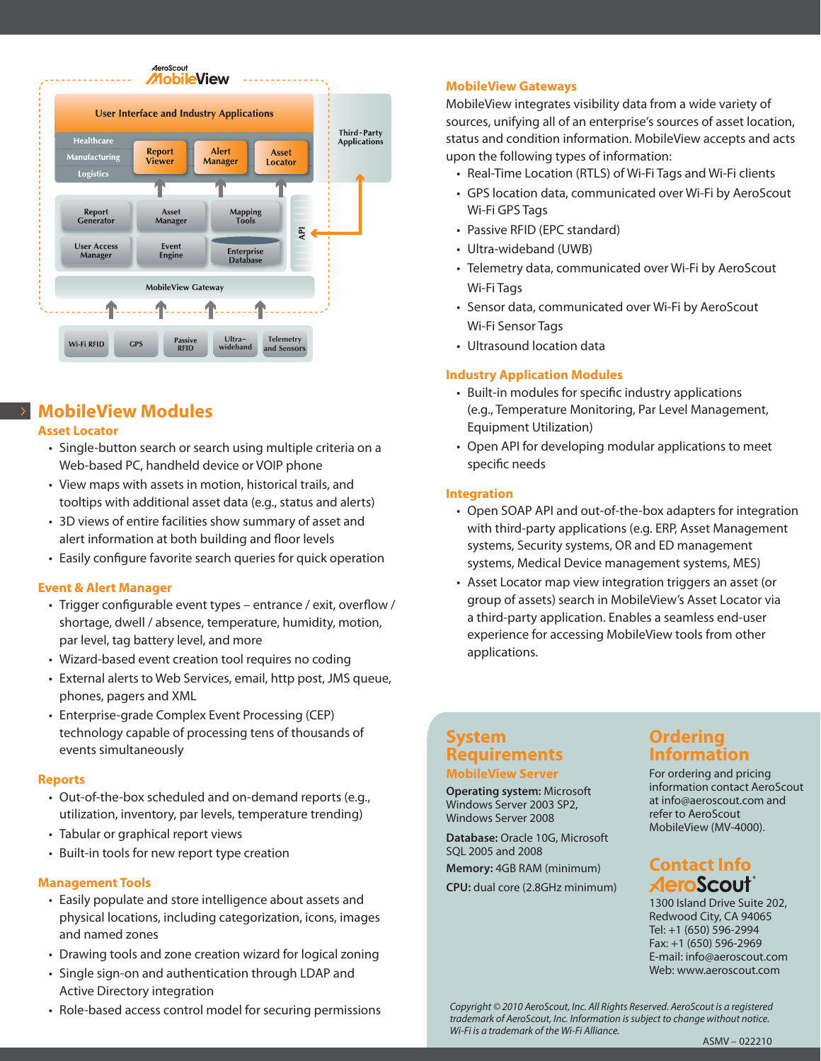AeroScout MobileView

User Interface and Industry Applications

Healthcare
Manufacturing
Logistics

Report Viewer
Alert Manager
Asset Locator

Third-Party Applications

Report Generator
Asset Manager
Mapping Tools
User Access Manager
Event Engine
Enterprise Database

API

MobileView Gateway

Wi-Fi RFID
GPS
Passive RFID
Ultra-wideband
Telemetry and Sensors

## MobileView Modules

### Asset Locator

- Single-button search or search using multiple criteria on a Web-based PC, handheld device or VOIP phone
- View maps with assets in motion, historical trails, and tooltips with additional asset data (e.g., status and alerts)
- 3D views of entire facilities show summary of asset and alert information at both building and floor levels
- Easily configure favorite search queries for quick operation

### Event & Alert Manager

- Trigger configurable event types – entrance / exit, overflow / shortage, dwell / absence, temperature, humidity, motion, par level, tag battery level, and more
- Wizard-based event creation tool requires no coding
- External alerts to Web Services, email, http post, JMS queue, phones, pagers and XML
- Enterprise-grade Complex Event Processing (CEP) technology capable of processing tens of thousands of events simultaneously

### Reports

- Out-of-the-box scheduled and on-demand reports (e.g., utilization, inventory, par levels, temperature trending)
- Tabular or graphical report views
- Built-in tools for new report type creation

### Management Tools

- Easily populate and store intelligence about assets and physical locations, including categorization, icons, images and named zones
- Drawing tools and zone creation wizard for logical zoning
- Single sign-on and authentication through LDAP and Active Directory integration
- Role-based access control model for securing permissions

### MobileView Gateways

MobileView integrates visibility data from a wide variety of sources, unifying all of an enterprise's sources of asset location, status and condition information. MobileView accepts and acts upon the following types of information:

- Real-Time Location (RTLS) of Wi-Fi Tags and Wi-Fi clients
- GPS location data, communicated over Wi-Fi by AeroScout Wi-Fi GPS Tags
- Passive RFID (EPC standard)
- Ultra-wideband (UWB)
- Telemetry data, communicated over Wi-Fi by AeroScout Wi-Fi Tags
- Sensor data, communicated over Wi-Fi by AeroScout Wi-Fi Sensor Tags
- Ultrasound location data

### Industry Application Modules

- Built-in modules for specific industry applications (e.g., Temperature Monitoring, Par Level Management, Equipment Utilization)
- Open API for developing modular applications to meet specific needs

### Integration

- Open SOAP API and out-of-the-box adapters for integration with third-party applications (e.g. ERP, Asset Management systems, Security systems, OR and ED management systems, Medical Device management systems, MES)
- Asset Locator map view integration triggers an asset (or group of assets) search in MobileView's Asset Locator via a third-party application. Enables a seamless end-user experience for accessing MobileView tools from other applications.

## System Requirements

### MobileView Server

**Operating system:** Microsoft Windows Server 2003 SP2, Windows Server 2008

**Database:** Oracle 10G, Microsoft SQL 2005 and 2008

**Memory:** 4GB RAM (minimum)

**CPU:** dual core (2.8GHz minimum)

## Ordering Information

For ordering and pricing information contact AeroScout at info@aeroscout.com and refer to AeroScout MobileView (MV-4000).

## Contact Info

AeroScout

1300 Island Drive Suite 202,
Redwood City, CA 94065
Tel: +1 (650) 596-2994
Fax: +1 (650) 596-2969
E-mail: info@aeroscout.com
Web: www.aeroscout.com

*Copyright © 2010 AeroScout, Inc. All Rights Reserved. AeroScout is a registered trademark of AeroScout, Inc. Information is subject to change without notice. Wi-Fi is a trademark of the Wi-Fi Alliance.*

ASMV – 022210